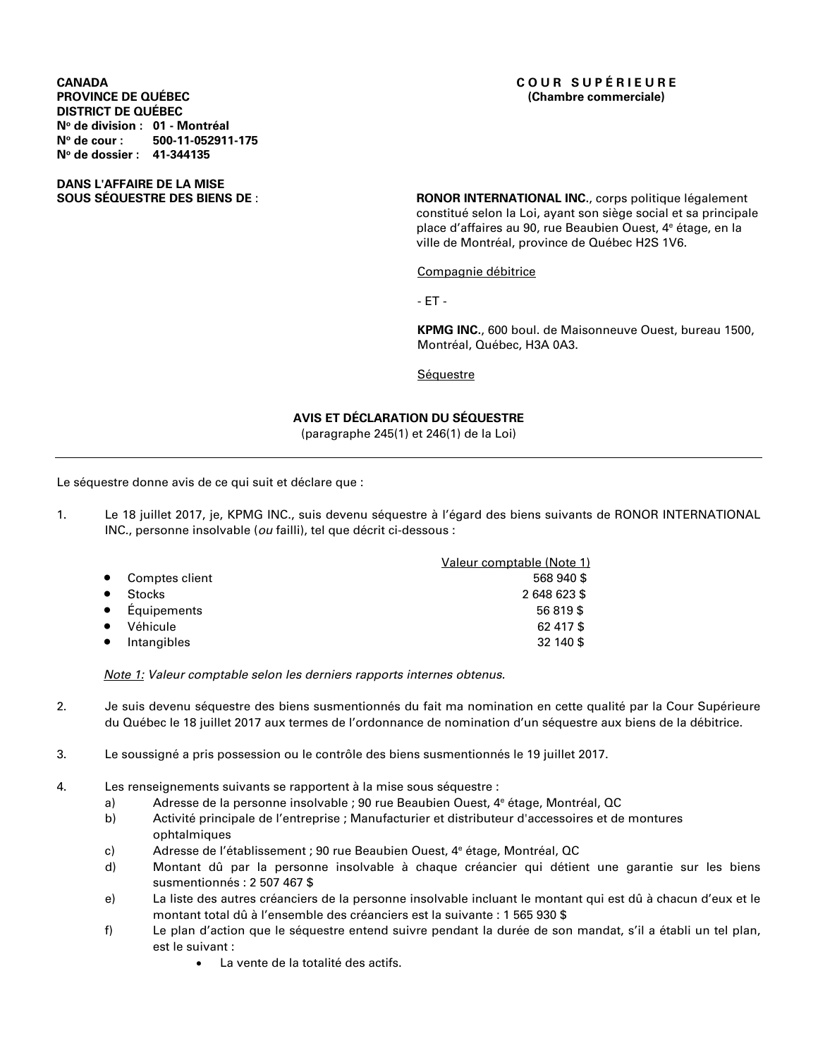**CANADA**
**PROVINCE DE QUÉBEC**
**DISTRICT DE QUÉBEC**
**N° de division : 01 - Montréal**
**N° de cour : 500-11-052911-175**
**N° de dossier : 41-344135**

**C O U R S U P É R I E U R E**
**(Chambre commerciale)**

**DANS L'AFFAIRE DE LA MISE SOUS SÉQUESTRE DES BIENS DE** :

**RONOR INTERNATIONAL INC.**, corps politique légalement constitué selon la Loi, ayant son siège social et sa principale place d'affaires au 90, rue Beaubien Ouest, 4e étage, en la ville de Montréal, province de Québec H2S 1V6.

Compagnie débitrice

- ET -

**KPMG INC.**, 600 boul. de Maisonneuve Ouest, bureau 1500, Montréal, Québec, H3A 0A3.

Séquestre

## AVIS ET DÉCLARATION DU SÉQUESTRE

(paragraphe 245(1) et 246(1) de la Loi)

---

Le séquestre donne avis de ce qui suit et déclare que :

1. Le 18 juillet 2017, je, KPMG INC., suis devenu séquestre à l'égard des biens suivants de RONOR INTERNATIONAL INC., personne insolvable (*ou* failli), tel que décrit ci-dessous :

| | Valeur comptable (Note 1) |
|---|---|
| • Comptes client | 568 940 $ |
| • Stocks | 2 648 623 $ |
| • Équipements | 56 819 $ |
| • Véhicule | 62 417 $ |
| • Intangibles | 32 140 $ |

*Note 1: Valeur comptable selon les derniers rapports internes obtenus.*

2. Je suis devenu séquestre des biens susmentionnés du fait ma nomination en cette qualité par la Cour Supérieure du Québec le 18 juillet 2017 aux termes de l'ordonnance de nomination d'un séquestre aux biens de la débitrice.

3. Le soussigné a pris possession ou le contrôle des biens susmentionnés le 19 juillet 2017.

4. Les renseignements suivants se rapportent à la mise sous séquestre :
   a) Adresse de la personne insolvable ; 90 rue Beaubien Ouest, 4e étage, Montréal, QC
   b) Activité principale de l'entreprise ; Manufacturier et distributeur d'accessoires et de montures ophtalmiques
   c) Adresse de l'établissement ; 90 rue Beaubien Ouest, 4e étage, Montréal, QC
   d) Montant dû par la personne insolvable à chaque créancier qui détient une garantie sur les biens susmentionnés : 2 507 467 $
   e) La liste des autres créanciers de la personne insolvable incluant le montant qui est dû à chacun d'eux et le montant total dû à l'ensemble des créanciers est la suivante : 1 565 930 $
   f) Le plan d'action que le séquestre entend suivre pendant la durée de son mandat, s'il a établi un tel plan, est le suivant :
      - La vente de la totalité des actifs.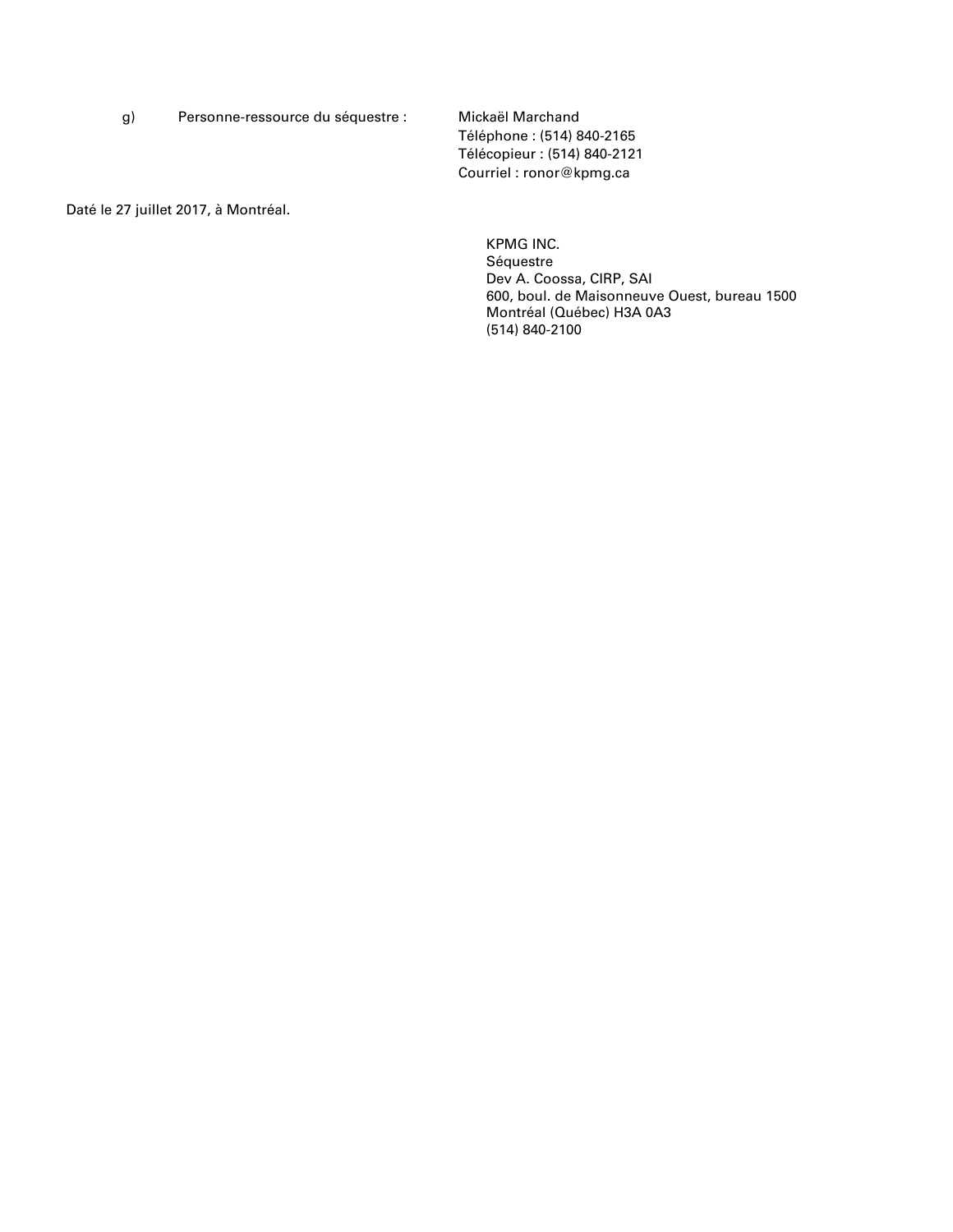g) Personne-ressource du séquestre : Mickaël Marchand
Téléphone : (514) 840-2165
Télécopieur : (514) 840-2121
Courriel : ronor@kpmg.ca

Daté le 27 juillet 2017, à Montréal.

KPMG INC.
Séquestre
Dev A. Coossa, CIRP, SAI
600, boul. de Maisonneuve Ouest, bureau 1500
Montréal (Québec) H3A 0A3
(514) 840-2100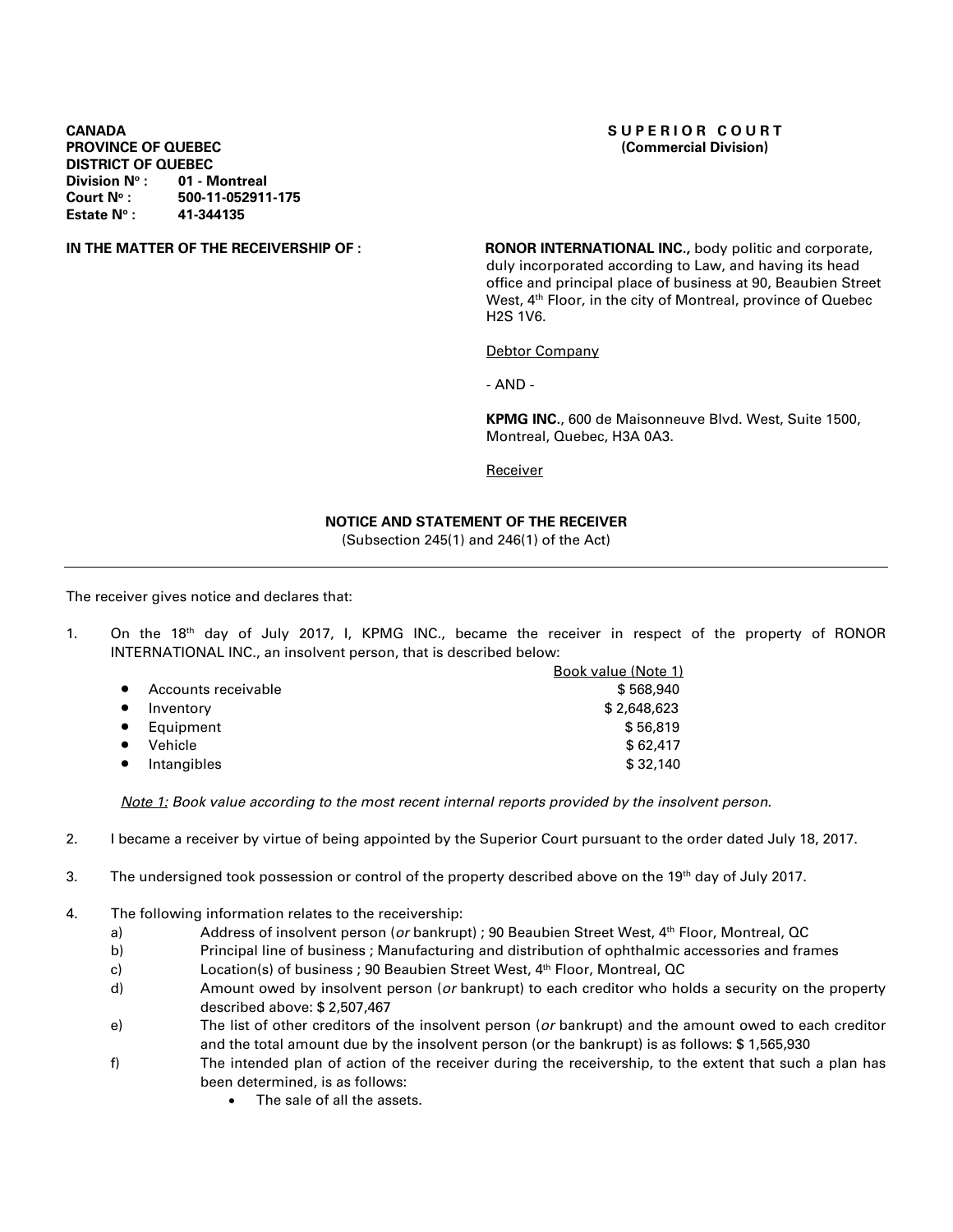**CANADA**
**PROVINCE OF QUEBEC**
**DISTRICT OF QUEBEC**
**Division No :** **01 - Montreal**
**Court No :** **500-11-052911-175**
**Estate No :** **41-344135**

**S U P E R I O R C O U R T**
**(Commercial Division)**

**IN THE MATTER OF THE RECEIVERSHIP OF :**

**RONOR INTERNATIONAL INC.,** body politic and corporate, duly incorporated according to Law, and having its head office and principal place of business at 90, Beaubien Street West, 4th Floor, in the city of Montreal, province of Quebec H2S 1V6.

Debtor Company

- AND -

**KPMG INC.**, 600 de Maisonneuve Blvd. West, Suite 1500, Montreal, Quebec, H3A 0A3.

Receiver

**NOTICE AND STATEMENT OF THE RECEIVER**
(Subsection 245(1) and 246(1) of the Act)

---

The receiver gives notice and declares that:

1. On the 18th day of July 2017, I, KPMG INC., became the receiver in respect of the property of RONOR INTERNATIONAL INC., an insolvent person, that is described below:

| | Book value (Note 1) |
|---|---|
| • Accounts receivable | $ 568,940 |
| • Inventory | $ 2,648,623 |
| • Equipment | $ 56,819 |
| • Vehicle | $ 62,417 |
| • Intangibles | $ 32,140 |

*Note 1: Book value according to the most recent internal reports provided by the insolvent person.*

2. I became a receiver by virtue of being appointed by the Superior Court pursuant to the order dated July 18, 2017.

3. The undersigned took possession or control of the property described above on the 19th day of July 2017.

4. The following information relates to the receivership:
   a) Address of insolvent person (*or* bankrupt) ; 90 Beaubien Street West, 4th Floor, Montreal, QC
   b) Principal line of business ; Manufacturing and distribution of ophthalmic accessories and frames
   c) Location(s) of business ; 90 Beaubien Street West, 4th Floor, Montreal, QC
   d) Amount owed by insolvent person (*or* bankrupt) to each creditor who holds a security on the property described above: $ 2,507,467
   e) The list of other creditors of the insolvent person (*or* bankrupt) and the amount owed to each creditor and the total amount due by the insolvent person (or the bankrupt) is as follows: $ 1,565,930
   f) The intended plan of action of the receiver during the receivership, to the extent that such a plan has been determined, is as follows:
      - The sale of all the assets.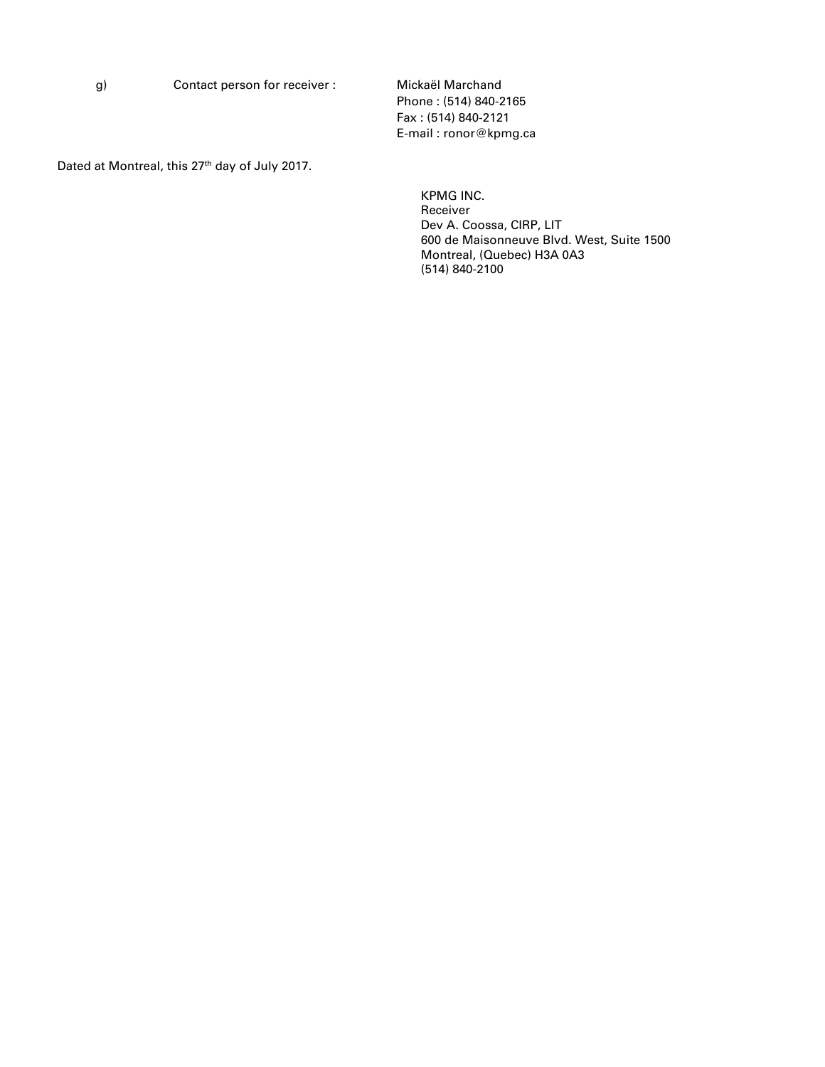g) Contact person for receiver : Mickaël Marchand
Phone : (514) 840-2165
Fax : (514) 840-2121
E-mail : ronor@kpmg.ca

Dated at Montreal, this 27th day of July 2017.

KPMG INC.
Receiver
Dev A. Coossa, CIRP, LIT
600 de Maisonneuve Blvd. West, Suite 1500
Montreal, (Quebec) H3A 0A3
(514) 840-2100